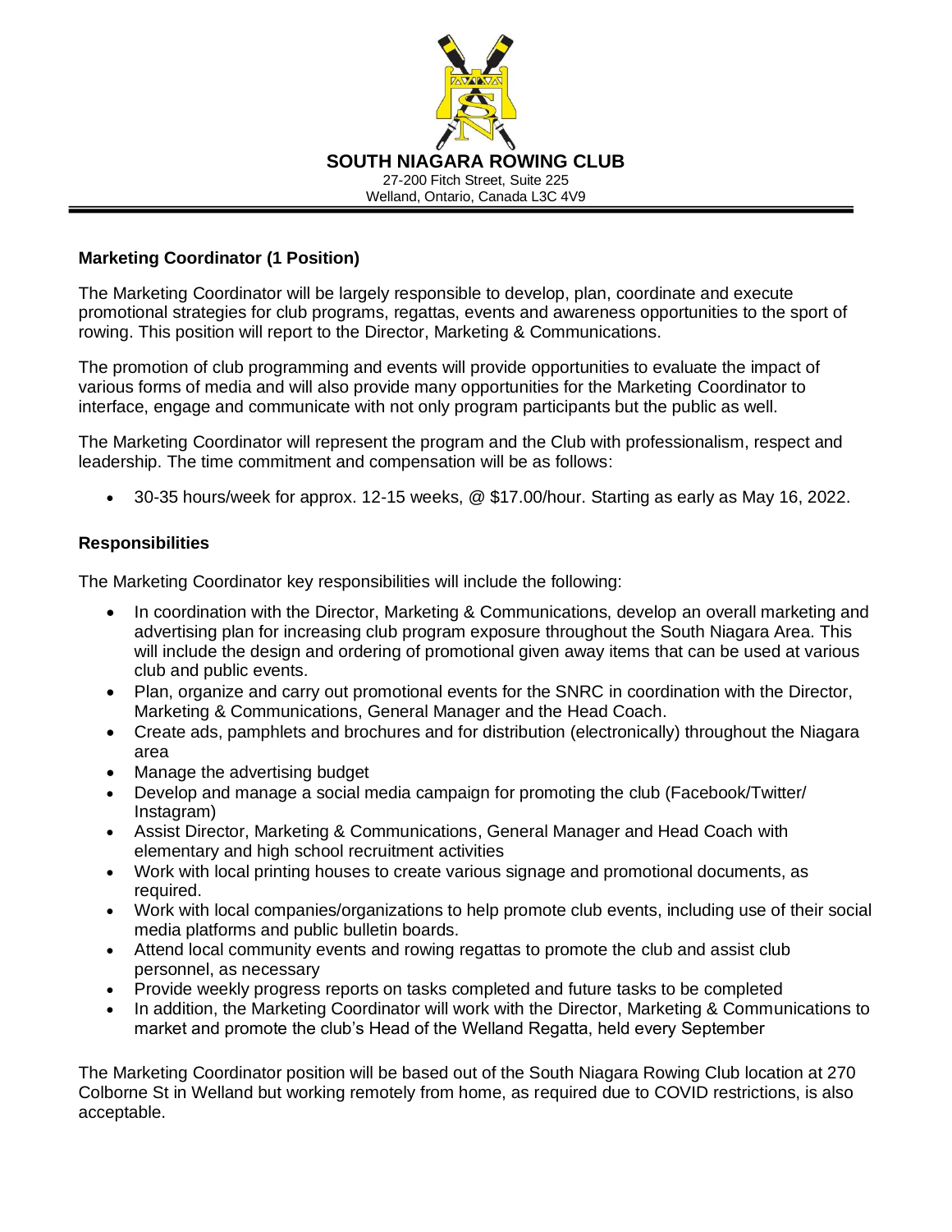**SOUTH NIAGARA ROWING CLUB**
27-200 Fitch Street, Suite 225
Welland, Ontario, Canada L3C 4V9

---

## Marketing Coordinator (1 Position)

The Marketing Coordinator will be largely responsible to develop, plan, coordinate and execute promotional strategies for club programs, regattas, events and awareness opportunities to the sport of rowing. This position will report to the Director, Marketing & Communications.

The promotion of club programming and events will provide opportunities to evaluate the impact of various forms of media and will also provide many opportunities for the Marketing Coordinator to interface, engage and communicate with not only program participants but the public as well.

The Marketing Coordinator will represent the program and the Club with professionalism, respect and leadership. The time commitment and compensation will be as follows:

- 30-35 hours/week for approx. 12-15 weeks, @ $17.00/hour. Starting as early as May 16, 2022.

## Responsibilities

The Marketing Coordinator key responsibilities will include the following:

- In coordination with the Director, Marketing & Communications, develop an overall marketing and advertising plan for increasing club program exposure throughout the South Niagara Area. This will include the design and ordering of promotional given away items that can be used at various club and public events.
- Plan, organize and carry out promotional events for the SNRC in coordination with the Director, Marketing & Communications, General Manager and the Head Coach.
- Create ads, pamphlets and brochures and for distribution (electronically) throughout the Niagara area
- Manage the advertising budget
- Develop and manage a social media campaign for promoting the club (Facebook/Twitter/ Instagram)
- Assist Director, Marketing & Communications, General Manager and Head Coach with elementary and high school recruitment activities
- Work with local printing houses to create various signage and promotional documents, as required.
- Work with local companies/organizations to help promote club events, including use of their social media platforms and public bulletin boards.
- Attend local community events and rowing regattas to promote the club and assist club personnel, as necessary
- Provide weekly progress reports on tasks completed and future tasks to be completed
- In addition, the Marketing Coordinator will work with the Director, Marketing & Communications to market and promote the club's Head of the Welland Regatta, held every September

The Marketing Coordinator position will be based out of the South Niagara Rowing Club location at 270 Colborne St in Welland but working remotely from home, as required due to COVID restrictions, is also acceptable.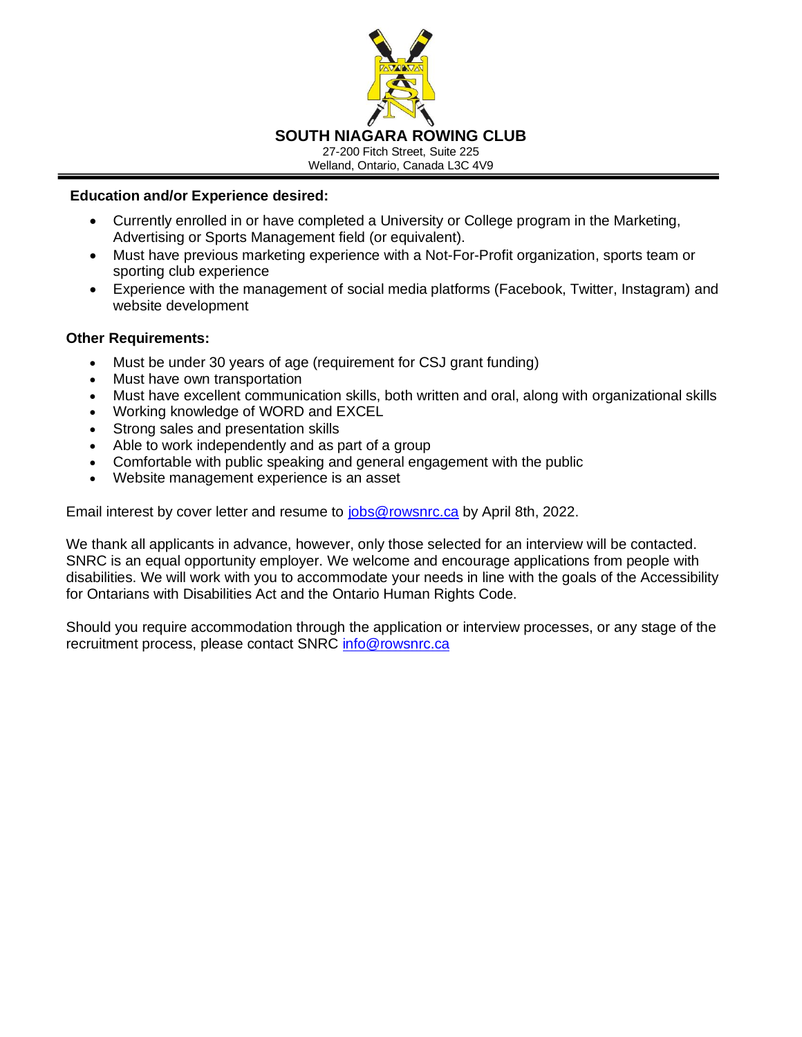**SOUTH NIAGARA ROWING CLUB**
27-200 Fitch Street, Suite 225
Welland, Ontario, Canada L3C 4V9

**Education and/or Experience desired:**

- Currently enrolled in or have completed a University or College program in the Marketing, Advertising or Sports Management field (or equivalent).
- Must have previous marketing experience with a Not-For-Profit organization, sports team or sporting club experience
- Experience with the management of social media platforms (Facebook, Twitter, Instagram) and website development

**Other Requirements:**

- Must be under 30 years of age (requirement for CSJ grant funding)
- Must have own transportation
- Must have excellent communication skills, both written and oral, along with organizational skills
- Working knowledge of WORD and EXCEL
- Strong sales and presentation skills
- Able to work independently and as part of a group
- Comfortable with public speaking and general engagement with the public
- Website management experience is an asset

Email interest by cover letter and resume to jobs@rowsnrc.ca by April 8th, 2022.

We thank all applicants in advance, however, only those selected for an interview will be contacted. SNRC is an equal opportunity employer. We welcome and encourage applications from people with disabilities. We will work with you to accommodate your needs in line with the goals of the Accessibility for Ontarians with Disabilities Act and the Ontario Human Rights Code.

Should you require accommodation through the application or interview processes, or any stage of the recruitment process, please contact SNRC info@rowsnrc.ca